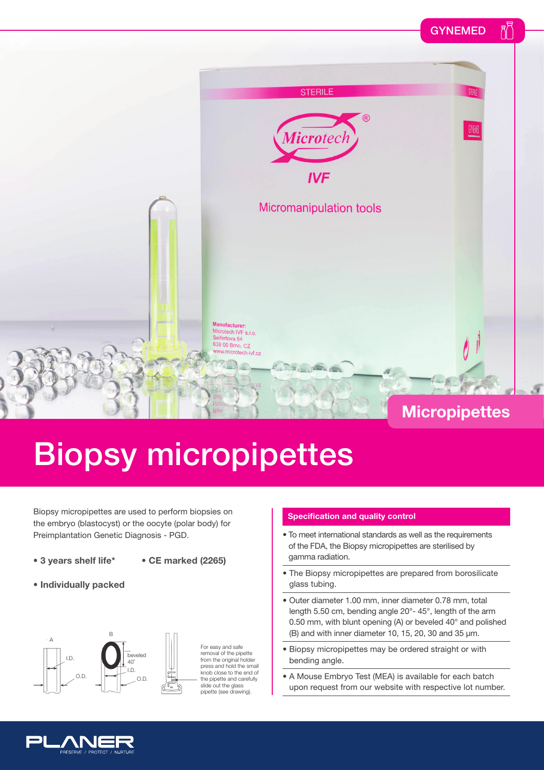GYNEMED

Micropipettes

# Biopsy micropipettes

Biopsy micropipettes are used to perform biopsies on the embryo (blastocyst) or the oocyte (polar body) for Preimplantation Genetic Diagnosis - PGD.

- **3 years shelf life***
- **CE marked (2265)**
- **Individually packed**

For easy and safe removal of the pipette from the original holder press and hold the small knob close to the end of the pipette and carefully slide out the glass pipette (see drawing).

## Specification and quality control

- To meet international standards as well as the requirements of the FDA, the Biopsy micropipettes are sterilised by gamma radiation.
- The Biopsy micropipettes are prepared from borosilicate glass tubing.
- Outer diameter 1.00 mm, inner diameter 0.78 mm, total length 5.50 cm, bending angle 20°- 45°, length of the arm 0.50 mm, with blunt opening (A) or beveled 40° and polished (B) and with inner diameter 10, 15, 20, 30 and 35 µm.
- Biopsy micropipettes may be ordered straight or with bending angle.
- A Mouse Embryo Test (MEA) is available for each batch upon request from our website with respective lot number.

PLANER
PRESERVE / PROTECT / NURTURE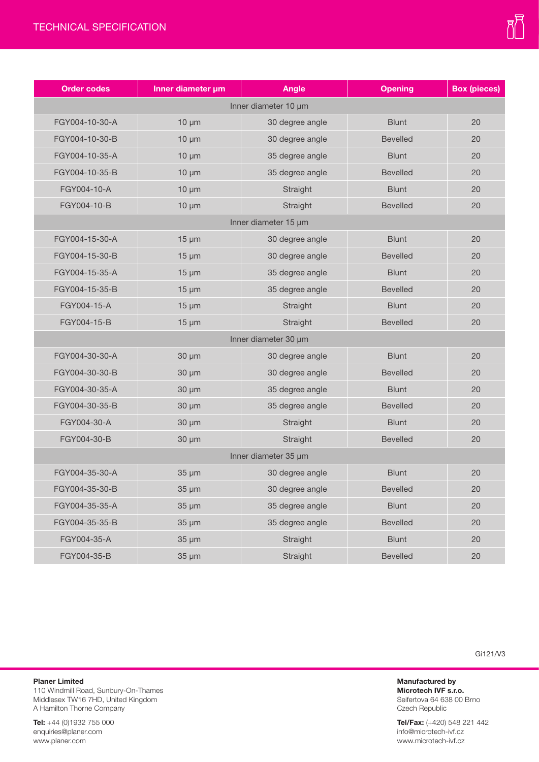# TECHNICAL SPECIFICATION

| Order codes | Inner diameter µm | Angle | Opening | Box (pieces) |
|---|---|---|---|---|
| Inner diameter 10 µm | | | | |
| FGY004-10-30-A | 10 µm | 30 degree angle | Blunt | 20 |
| FGY004-10-30-B | 10 µm | 30 degree angle | Bevelled | 20 |
| FGY004-10-35-A | 10 µm | 35 degree angle | Blunt | 20 |
| FGY004-10-35-B | 10 µm | 35 degree angle | Bevelled | 20 |
| FGY004-10-A | 10 µm | Straight | Blunt | 20 |
| FGY004-10-B | 10 µm | Straight | Bevelled | 20 |
| Inner diameter 15 µm | | | | |
| FGY004-15-30-A | 15 µm | 30 degree angle | Blunt | 20 |
| FGY004-15-30-B | 15 µm | 30 degree angle | Bevelled | 20 |
| FGY004-15-35-A | 15 µm | 35 degree angle | Blunt | 20 |
| FGY004-15-35-B | 15 µm | 35 degree angle | Bevelled | 20 |
| FGY004-15-A | 15 µm | Straight | Blunt | 20 |
| FGY004-15-B | 15 µm | Straight | Bevelled | 20 |
| Inner diameter 30 µm | | | | |
| FGY004-30-30-A | 30 µm | 30 degree angle | Blunt | 20 |
| FGY004-30-30-B | 30 µm | 30 degree angle | Bevelled | 20 |
| FGY004-30-35-A | 30 µm | 35 degree angle | Blunt | 20 |
| FGY004-30-35-B | 30 µm | 35 degree angle | Bevelled | 20 |
| FGY004-30-A | 30 µm | Straight | Blunt | 20 |
| FGY004-30-B | 30 µm | Straight | Bevelled | 20 |
| Inner diameter 35 µm | | | | |
| FGY004-35-30-A | 35 µm | 30 degree angle | Blunt | 20 |
| FGY004-35-30-B | 35 µm | 30 degree angle | Bevelled | 20 |
| FGY004-35-35-A | 35 µm | 35 degree angle | Blunt | 20 |
| FGY004-35-35-B | 35 µm | 35 degree angle | Bevelled | 20 |
| FGY004-35-A | 35 µm | Straight | Blunt | 20 |
| FGY004-35-B | 35 µm | Straight | Bevelled | 20 |

Gi121/V3

**Planer Limited**
110 Windmill Road, Sunbury-On-Thames
Middlesex TW16 7HD, United Kingdom
A Hamilton Thorne Company

**Tel:** +44 (0)1932 755 000
enquiries@planer.com
www.planer.com

**Manufactured by**
**Microtech IVF s.r.o.**
Seifertova 64 638 00 Brno
Czech Republic

**Tel/Fax:** (+420) 548 221 442
info@microtech-ivf.cz
www.microtech-ivf.cz